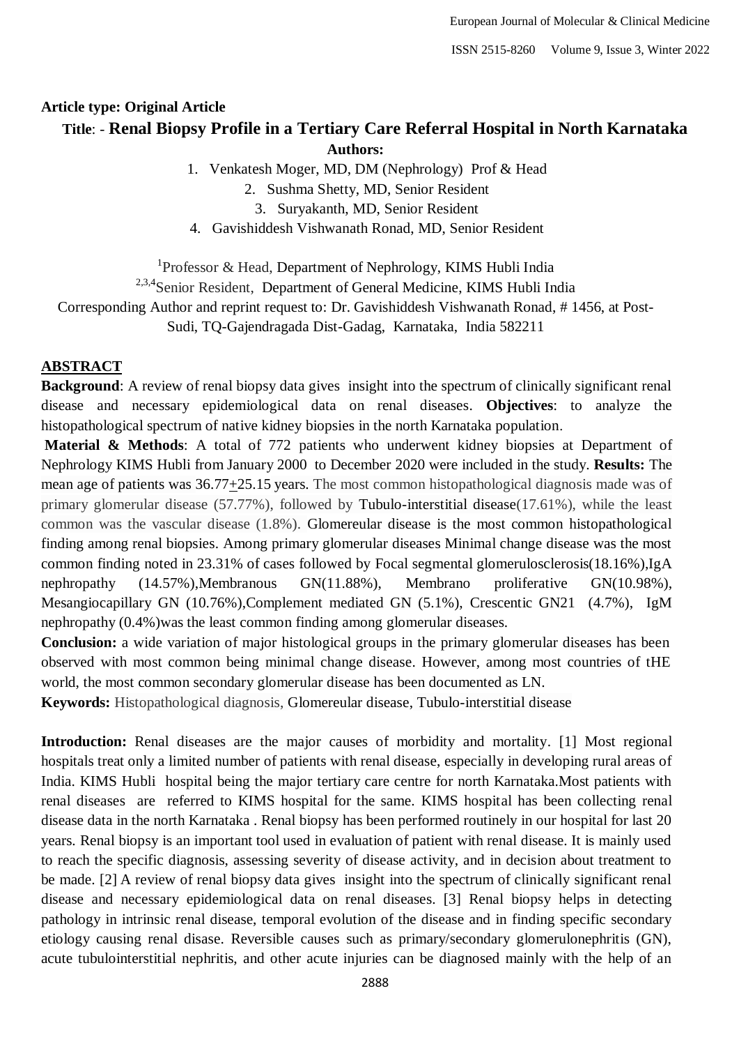**Article type: Original Article**

# Title: - Renal Biopsy Profile in a Tertiary Care Referral Hospital in North Karnataka

**Authors:**

1. Venkatesh Moger, MD, DM (Nephrology) Prof & Head
2. Sushma Shetty, MD, Senior Resident
3. Suryakanth, MD, Senior Resident
4. Gavishiddesh Vishwanath Ronad, MD, Senior Resident

[1]Professor & Head, Department of Nephrology, KIMS Hubli India

[2,3,4]Senior Resident, Department of General Medicine, KIMS Hubli India

Corresponding Author and reprint request to: Dr. Gavishiddesh Vishwanath Ronad, # 1456, at Post-Sudi, TQ-Gajendragada Dist-Gadag, Karnataka, India 582211

## ABSTRACT

**Background**: A review of renal biopsy data gives insight into the spectrum of clinically significant renal disease and necessary epidemiological data on renal diseases. **Objectives**: to analyze the histopathological spectrum of native kidney biopsies in the north Karnataka population.

**Material & Methods**: A total of 772 patients who underwent kidney biopsies at Department of Nephrology KIMS Hubli from January 2000 to December 2020 were included in the study. **Results:** The mean age of patients was 36.77+25.15 years. The most common histopathological diagnosis made was of primary glomerular disease (57.77%), followed by Tubulo-interstitial disease(17.61%), while the least common was the vascular disease (1.8%). Glomereular disease is the most common histopathological finding among renal biopsies. Among primary glomerular diseases Minimal change disease was the most common finding noted in 23.31% of cases followed by Focal segmental glomerulosclerosis(18.16%),IgA nephropathy (14.57%),Membranous GN(11.88%), Membrano proliferative GN(10.98%), Mesangiocapillary GN (10.76%),Complement mediated GN (5.1%), Crescentic GN21 (4.7%), IgM nephropathy (0.4%)was the least common finding among glomerular diseases.

**Conclusion:** a wide variation of major histological groups in the primary glomerular diseases has been observed with most common being minimal change disease. However, among most countries of tHE world, the most common secondary glomerular disease has been documented as LN.

**Keywords:** Histopathological diagnosis, Glomereular disease, Tubulo-interstitial disease

**Introduction:** Renal diseases are the major causes of morbidity and mortality. [1] Most regional hospitals treat only a limited number of patients with renal disease, especially in developing rural areas of India. KIMS Hubli hospital being the major tertiary care centre for north Karnataka.Most patients with renal diseases are referred to KIMS hospital for the same. KIMS hospital has been collecting renal disease data in the north Karnataka . Renal biopsy has been performed routinely in our hospital for last 20 years. Renal biopsy is an important tool used in evaluation of patient with renal disease. It is mainly used to reach the specific diagnosis, assessing severity of disease activity, and in decision about treatment to be made. [2] A review of renal biopsy data gives insight into the spectrum of clinically significant renal disease and necessary epidemiological data on renal diseases. [3] Renal biopsy helps in detecting pathology in intrinsic renal disease, temporal evolution of the disease and in finding specific secondary etiology causing renal disase. Reversible causes such as primary/secondary glomerulonephritis (GN), acute tubulointerstitial nephritis, and other acute injuries can be diagnosed mainly with the help of an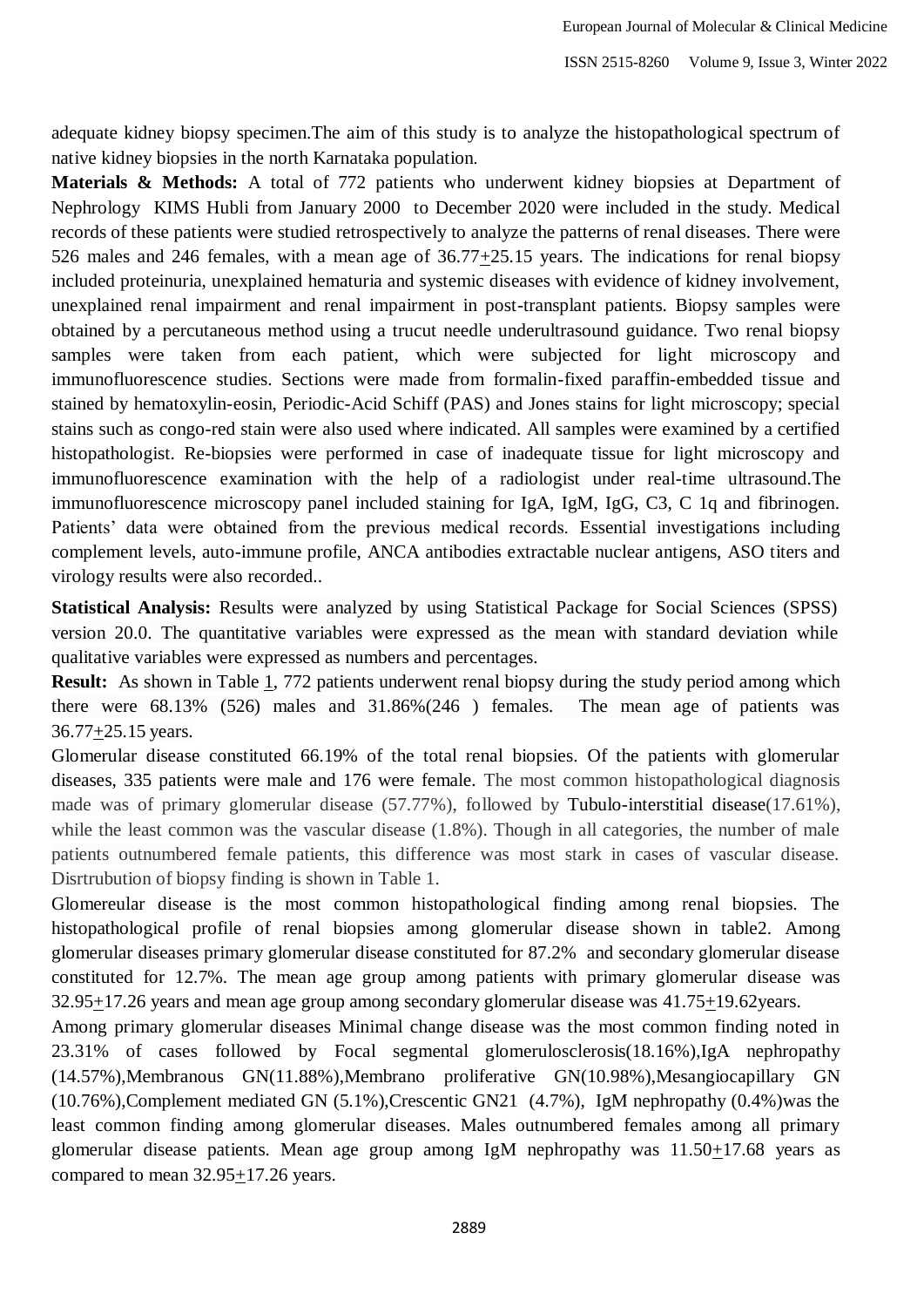adequate kidney biopsy specimen.The aim of this study is to analyze the histopathological spectrum of native kidney biopsies in the north Karnataka population.

**Materials & Methods:** A total of 772 patients who underwent kidney biopsies at Department of Nephrology KIMS Hubli from January 2000 to December 2020 were included in the study. Medical records of these patients were studied retrospectively to analyze the patterns of renal diseases. There were 526 males and 246 females, with a mean age of 36.77±25.15 years. The indications for renal biopsy included proteinuria, unexplained hematuria and systemic diseases with evidence of kidney involvement, unexplained renal impairment and renal impairment in post-transplant patients. Biopsy samples were obtained by a percutaneous method using a trucut needle underultrasound guidance. Two renal biopsy samples were taken from each patient, which were subjected for light microscopy and immunofluorescence studies. Sections were made from formalin-fixed paraffin-embedded tissue and stained by hematoxylin-eosin, Periodic-Acid Schiff (PAS) and Jones stains for light microscopy; special stains such as congo-red stain were also used where indicated. All samples were examined by a certified histopathologist. Re-biopsies were performed in case of inadequate tissue for light microscopy and immunofluorescence examination with the help of a radiologist under real-time ultrasound.The immunofluorescence microscopy panel included staining for IgA, IgM, IgG, C3, C 1q and fibrinogen. Patients' data were obtained from the previous medical records. Essential investigations including complement levels, auto-immune profile, ANCA antibodies extractable nuclear antigens, ASO titers and virology results were also recorded..

**Statistical Analysis:** Results were analyzed by using Statistical Package for Social Sciences (SPSS) version 20.0. The quantitative variables were expressed as the mean with standard deviation while qualitative variables were expressed as numbers and percentages.

**Result:** As shown in Table 1, 772 patients underwent renal biopsy during the study period among which there were 68.13% (526) males and 31.86%(246 ) females. The mean age of patients was 36.77±25.15 years.

Glomerular disease constituted 66.19% of the total renal biopsies. Of the patients with glomerular diseases, 335 patients were male and 176 were female. The most common histopathological diagnosis made was of primary glomerular disease (57.77%), followed by Tubulo-interstitial disease(17.61%), while the least common was the vascular disease (1.8%). Though in all categories, the number of male patients outnumbered female patients, this difference was most stark in cases of vascular disease. Disrtrubution of biopsy finding is shown in Table 1.

Glomereular disease is the most common histopathological finding among renal biopsies. The histopathological profile of renal biopsies among glomerular disease shown in table2. Among glomerular diseases primary glomerular disease constituted for 87.2% and secondary glomerular disease constituted for 12.7%. The mean age group among patients with primary glomerular disease was 32.95±17.26 years and mean age group among secondary glomerular disease was 41.75±19.62years.

Among primary glomerular diseases Minimal change disease was the most common finding noted in 23.31% of cases followed by Focal segmental glomerulosclerosis(18.16%),IgA nephropathy (14.57%),Membranous GN(11.88%),Membrano proliferative GN(10.98%),Mesangiocapillary GN (10.76%),Complement mediated GN (5.1%),Crescentic GN21 (4.7%), IgM nephropathy (0.4%)was the least common finding among glomerular diseases. Males outnumbered females among all primary glomerular disease patients. Mean age group among IgM nephropathy was 11.50±17.68 years as compared to mean 32.95±17.26 years.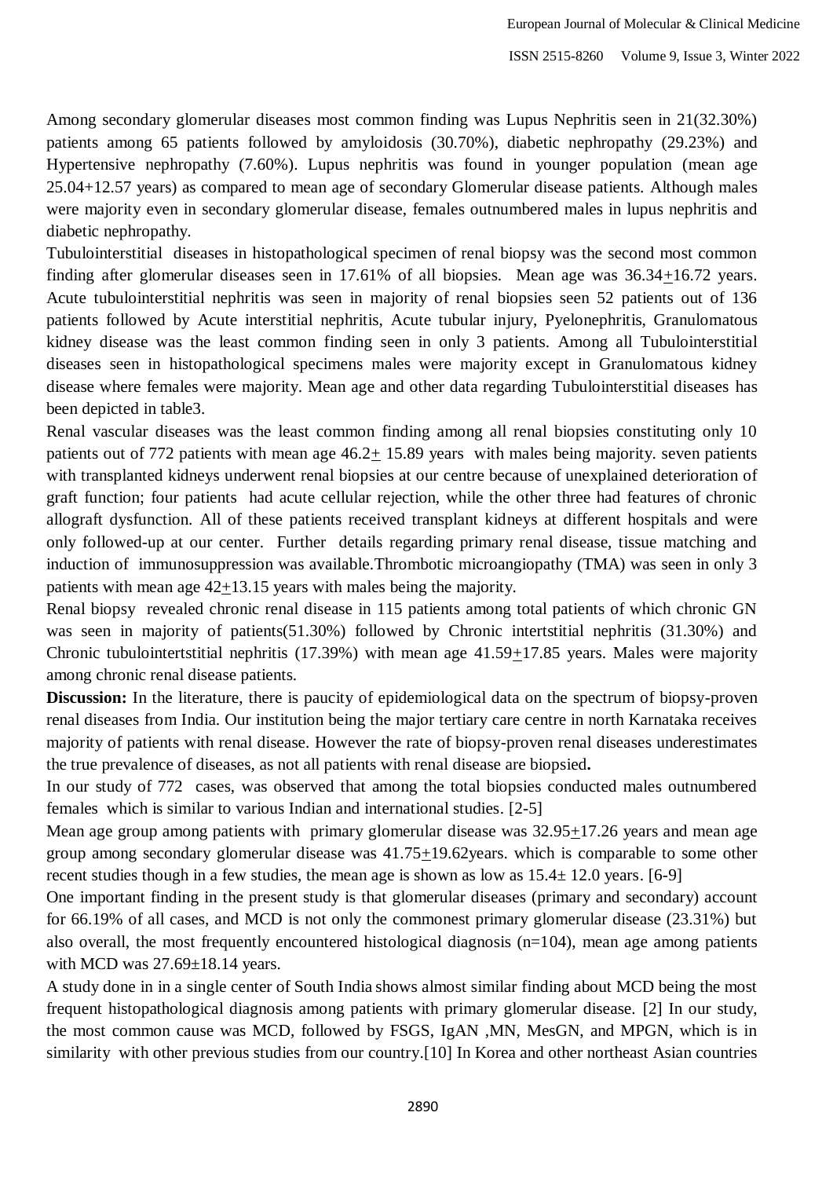Among secondary glomerular diseases most common finding was Lupus Nephritis seen in 21(32.30%) patients among 65 patients followed by amyloidosis (30.70%), diabetic nephropathy (29.23%) and Hypertensive nephropathy (7.60%). Lupus nephritis was found in younger population (mean age 25.04+12.57 years) as compared to mean age of secondary Glomerular disease patients. Although males were majority even in secondary glomerular disease, females outnumbered males in lupus nephritis and diabetic nephropathy.

Tubulointerstitial diseases in histopathological specimen of renal biopsy was the second most common finding after glomerular diseases seen in 17.61% of all biopsies. Mean age was 36.34±16.72 years. Acute tubulointerstitial nephritis was seen in majority of renal biopsies seen 52 patients out of 136 patients followed by Acute interstitial nephritis, Acute tubular injury, Pyelonephritis, Granulomatous kidney disease was the least common finding seen in only 3 patients. Among all Tubulointerstitial diseases seen in histopathological specimens males were majority except in Granulomatous kidney disease where females were majority. Mean age and other data regarding Tubulointerstitial diseases has been depicted in table3.

Renal vascular diseases was the least common finding among all renal biopsies constituting only 10 patients out of 772 patients with mean age 46.2± 15.89 years with males being majority. seven patients with transplanted kidneys underwent renal biopsies at our centre because of unexplained deterioration of graft function; four patients had acute cellular rejection, while the other three had features of chronic allograft dysfunction. All of these patients received transplant kidneys at different hospitals and were only followed-up at our center. Further details regarding primary renal disease, tissue matching and induction of immunosuppression was available.Thrombotic microangiopathy (TMA) was seen in only 3 patients with mean age 42±13.15 years with males being the majority.

Renal biopsy revealed chronic renal disease in 115 patients among total patients of which chronic GN was seen in majority of patients(51.30%) followed by Chronic intertstitial nephritis (31.30%) and Chronic tubulointertstitial nephritis (17.39%) with mean age 41.59±17.85 years. Males were majority among chronic renal disease patients.

**Discussion:** In the literature, there is paucity of epidemiological data on the spectrum of biopsy-proven renal diseases from India. Our institution being the major tertiary care centre in north Karnataka receives majority of patients with renal disease. However the rate of biopsy-proven renal diseases underestimates the true prevalence of diseases, as not all patients with renal disease are biopsied**.**

In our study of 772 cases, was observed that among the total biopsies conducted males outnumbered females which is similar to various Indian and international studies. [2-5]

Mean age group among patients with primary glomerular disease was 32.95±17.26 years and mean age group among secondary glomerular disease was 41.75±19.62years. which is comparable to some other recent studies though in a few studies, the mean age is shown as low as 15.4± 12.0 years. [6-9]

One important finding in the present study is that glomerular diseases (primary and secondary) account for 66.19% of all cases, and MCD is not only the commonest primary glomerular disease (23.31%) but also overall, the most frequently encountered histological diagnosis (n=104), mean age among patients with MCD was 27.69±18.14 years.

A study done in in a single center of South India shows almost similar finding about MCD being the most frequent histopathological diagnosis among patients with primary glomerular disease. [2] In our study, the most common cause was MCD, followed by FSGS, IgAN ,MN, MesGN, and MPGN, which is in similarity with other previous studies from our country.[10] In Korea and other northeast Asian countries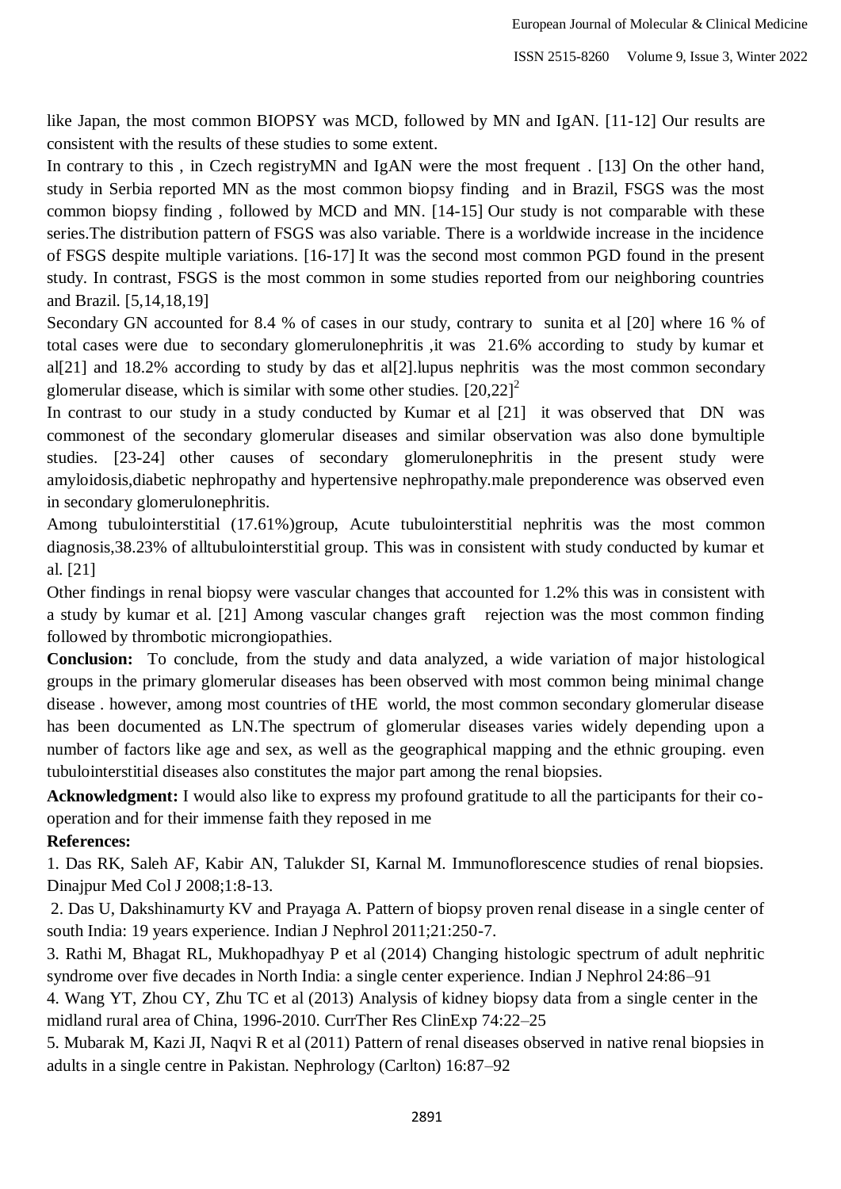like Japan, the most common BIOPSY was MCD, followed by MN and IgAN. [11-12] Our results are consistent with the results of these studies to some extent.

In contrary to this , in Czech registryMN and IgAN were the most frequent . [13] On the other hand, study in Serbia reported MN as the most common biopsy finding and in Brazil, FSGS was the most common biopsy finding , followed by MCD and MN. [14-15] Our study is not comparable with these series.The distribution pattern of FSGS was also variable. There is a worldwide increase in the incidence of FSGS despite multiple variations. [16-17] It was the second most common PGD found in the present study. In contrast, FSGS is the most common in some studies reported from our neighboring countries and Brazil. [5,14,18,19]

Secondary GN accounted for 8.4 % of cases in our study, contrary to sunita et al [20] where 16 % of total cases were due to secondary glomerulonephritis ,it was 21.6% according to study by kumar et al[21] and 18.2% according to study by das et al[2].lupus nephritis was the most common secondary glomerular disease, which is similar with some other studies. [20,22][2]

In contrast to our study in a study conducted by Kumar et al [21] it was observed that DN was commonest of the secondary glomerular diseases and similar observation was also done bymultiple studies. [23-24] other causes of secondary glomerulonephritis in the present study were amyloidosis,diabetic nephropathy and hypertensive nephropathy.male preponderence was observed even in secondary glomerulonephritis.

Among tubulointerstitial (17.61%)group, Acute tubulointerstitial nephritis was the most common diagnosis,38.23% of alltubulointerstitial group. This was in consistent with study conducted by kumar et al. [21]

Other findings in renal biopsy were vascular changes that accounted for 1.2% this was in consistent with a study by kumar et al. [21] Among vascular changes graft rejection was the most common finding followed by thrombotic microngiopathies.

**Conclusion:** To conclude, from the study and data analyzed, a wide variation of major histological groups in the primary glomerular diseases has been observed with most common being minimal change disease . however, among most countries of tHE world, the most common secondary glomerular disease has been documented as LN.The spectrum of glomerular diseases varies widely depending upon a number of factors like age and sex, as well as the geographical mapping and the ethnic grouping. even tubulointerstitial diseases also constitutes the major part among the renal biopsies.

**Acknowledgment:** I would also like to express my profound gratitude to all the participants for their co-operation and for their immense faith they reposed in me

**References:**

1. Das RK, Saleh AF, Kabir AN, Talukder SI, Karnal M. Immunoflorescence studies of renal biopsies. Dinajpur Med Col J 2008;1:8-13.
2. Das U, Dakshinamurty KV and Prayaga A. Pattern of biopsy proven renal disease in a single center of south India: 19 years experience. Indian J Nephrol 2011;21:250-7.
3. Rathi M, Bhagat RL, Mukhopadhyay P et al (2014) Changing histologic spectrum of adult nephritic syndrome over five decades in North India: a single center experience. Indian J Nephrol 24:86–91
4. Wang YT, Zhou CY, Zhu TC et al (2013) Analysis of kidney biopsy data from a single center in the midland rural area of China, 1996-2010. CurrTher Res ClinExp 74:22–25
5. Mubarak M, Kazi JI, Naqvi R et al (2011) Pattern of renal diseases observed in native renal biopsies in adults in a single centre in Pakistan. Nephrology (Carlton) 16:87–92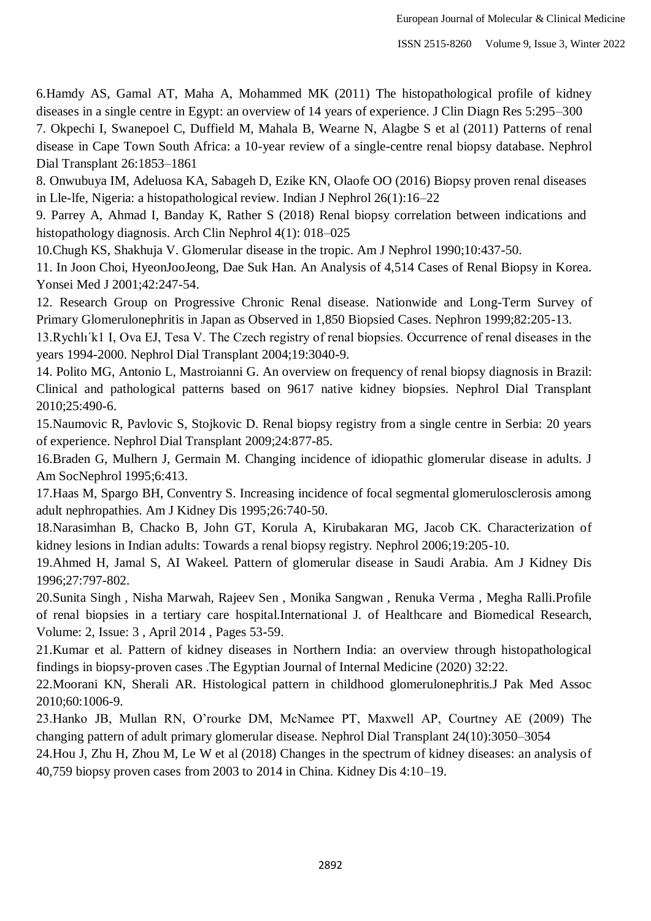6.Hamdy AS, Gamal AT, Maha A, Mohammed MK (2011) The histopathological profile of kidney diseases in a single centre in Egypt: an overview of 14 years of experience. J Clin Diagn Res 5:295–300

7. Okpechi I, Swanepoel C, Duffield M, Mahala B, Wearne N, Alagbe S et al (2011) Patterns of renal disease in Cape Town South Africa: a 10-year review of a single-centre renal biopsy database. Nephrol Dial Transplant 26:1853–1861

8. Onwubuya IM, Adeluosa KA, Sabageh D, Ezike KN, Olaofe OO (2016) Biopsy proven renal diseases in Lle-lfe, Nigeria: a histopathological review. Indian J Nephrol 26(1):16–22

9. Parrey A, Ahmad I, Banday K, Rather S (2018) Renal biopsy correlation between indications and histopathology diagnosis. Arch Clin Nephrol 4(1): 018–025

10.Chugh KS, Shakhuja V. Glomerular disease in the tropic. Am J Nephrol 1990;10:437-50.

11. In Joon Choi, HyeonJooJeong, Dae Suk Han. An Analysis of 4,514 Cases of Renal Biopsy in Korea. Yonsei Med J 2001;42:247-54.

12. Research Group on Progressive Chronic Renal disease. Nationwide and Long-Term Survey of Primary Glomerulonephritis in Japan as Observed in 1,850 Biopsied Cases. Nephron 1999;82:205-13.

13.Rychlı´k1 I, Ova EJ, Tesa V. The Czech registry of renal biopsies. Occurrence of renal diseases in the years 1994-2000. Nephrol Dial Transplant 2004;19:3040-9.

14. Polito MG, Antonio L, Mastroianni G. An overview on frequency of renal biopsy diagnosis in Brazil: Clinical and pathological patterns based on 9617 native kidney biopsies. Nephrol Dial Transplant 2010;25:490-6.

15.Naumovic R, Pavlovic S, Stojkovic D. Renal biopsy registry from a single centre in Serbia: 20 years of experience. Nephrol Dial Transplant 2009;24:877-85.

16.Braden G, Mulhern J, Germain M. Changing incidence of idiopathic glomerular disease in adults. J Am SocNephrol 1995;6:413.

17.Haas M, Spargo BH, Conventry S. Increasing incidence of focal segmental glomerulosclerosis among adult nephropathies. Am J Kidney Dis 1995;26:740-50.

18.Narasimhan B, Chacko B, John GT, Korula A, Kirubakaran MG, Jacob CK. Characterization of kidney lesions in Indian adults: Towards a renal biopsy registry. Nephrol 2006;19:205-10.

19.Ahmed H, Jamal S, AI Wakeel. Pattern of glomerular disease in Saudi Arabia. Am J Kidney Dis 1996;27:797-802.

20.Sunita Singh , Nisha Marwah, Rajeev Sen , Monika Sangwan , Renuka Verma , Megha Ralli.Profile of renal biopsies in a tertiary care hospital.International J. of Healthcare and Biomedical Research, Volume: 2, Issue: 3 , April 2014 , Pages 53-59.

21.Kumar et al. Pattern of kidney diseases in Northern India: an overview through histopathological findings in biopsy-proven cases .The Egyptian Journal of Internal Medicine (2020) 32:22.

22.Moorani KN, Sherali AR. Histological pattern in childhood glomerulonephritis.J Pak Med Assoc 2010;60:1006-9.

23.Hanko JB, Mullan RN, O'rourke DM, McNamee PT, Maxwell AP, Courtney AE (2009) The changing pattern of adult primary glomerular disease. Nephrol Dial Transplant 24(10):3050–3054

24.Hou J, Zhu H, Zhou M, Le W et al (2018) Changes in the spectrum of kidney diseases: an analysis of 40,759 biopsy proven cases from 2003 to 2014 in China. Kidney Dis 4:10–19.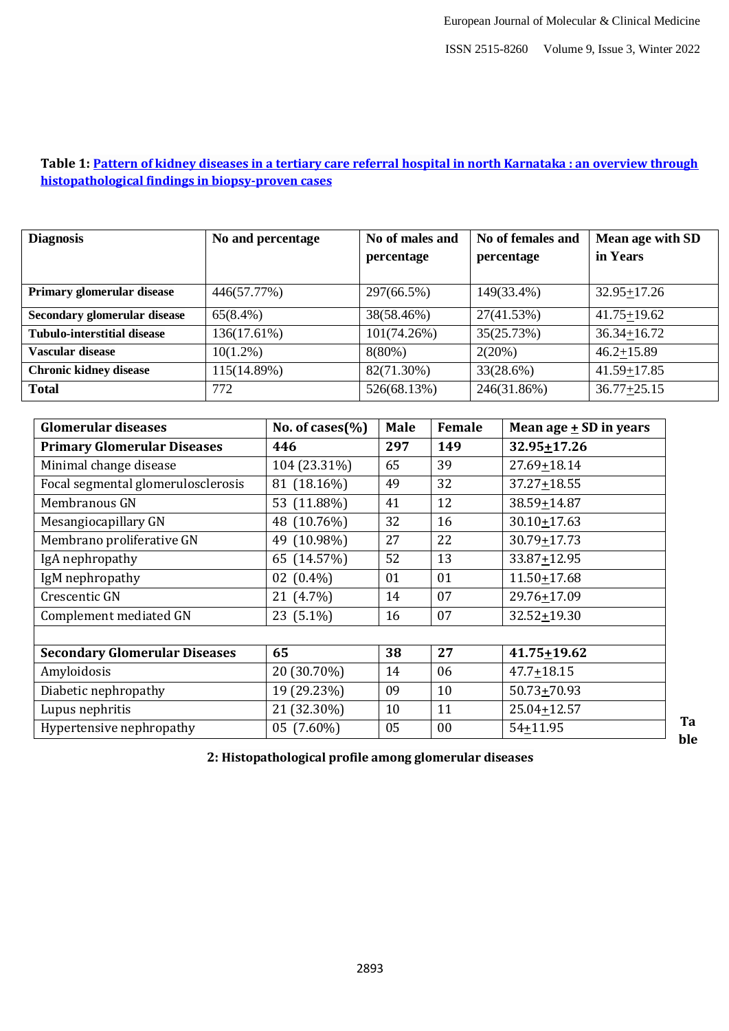**Table 1: Pattern of kidney diseases in a tertiary care referral hospital in north Karnataka : an overview through histopathological findings in biopsy-proven cases**

| Diagnosis | No and percentage | No of males and percentage | No of females and percentage | Mean age with SD in Years |
|---|---|---|---|---|
| **Primary glomerular disease** | 446(57.77%) | 297(66.5%) | 149(33.4%) | 32.95±17.26 |
| **Secondary glomerular disease** | 65(8.4%) | 38(58.46%) | 27(41.53%) | 41.75±19.62 |
| **Tubulo-interstitial disease** | 136(17.61%) | 101(74.26%) | 35(25.73%) | 36.34±16.72 |
| **Vascular disease** | 10(1.2%) | 8(80%) | 2(20%) | 46.2±15.89 |
| **Chronic kidney disease** | 115(14.89%) | 82(71.30%) | 33(28.6%) | 41.59±17.85 |
| **Total** | 772 | 526(68.13%) | 246(31.86%) | 36.77±25.15 |

| Glomerular diseases | No. of cases(%) | Male | Female | Mean age ± SD in years |
|---|---|---|---|---|
| **Primary Glomerular Diseases** | **446** | **297** | **149** | **32.95±17.26** |
| Minimal change disease | 104 (23.31%) | 65 | 39 | 27.69±18.14 |
| Focal segmental glomerulosclerosis | 81 (18.16%) | 49 | 32 | 37.27±18.55 |
| Membranous GN | 53 (11.88%) | 41 | 12 | 38.59±14.87 |
| Mesangiocapillary GN | 48 (10.76%) | 32 | 16 | 30.10±17.63 |
| Membrano proliferative GN | 49 (10.98%) | 27 | 22 | 30.79±17.73 |
| IgA nephropathy | 65 (14.57%) | 52 | 13 | 33.87±12.95 |
| IgM nephropathy | 02 (0.4%) | 01 | 01 | 11.50±17.68 |
| Crescentic GN | 21 (4.7%) | 14 | 07 | 29.76±17.09 |
| Complement mediated GN | 23 (5.1%) | 16 | 07 | 32.52±19.30 |
| | | | | |
| **Secondary Glomerular Diseases** | **65** | **38** | **27** | **41.75±19.62** |
| Amyloidosis | 20 (30.70%) | 14 | 06 | 47.7±18.15 |
| Diabetic nephropathy | 19 (29.23%) | 09 | 10 | 50.73±70.93 |
| Lupus nephritis | 21 (32.30%) | 10 | 11 | 25.04±12.57 |
| Hypertensive nephropathy | 05 (7.60%) | 05 | 00 | 54±11.95 |

**Table 2: Histopathological profile among glomerular diseases**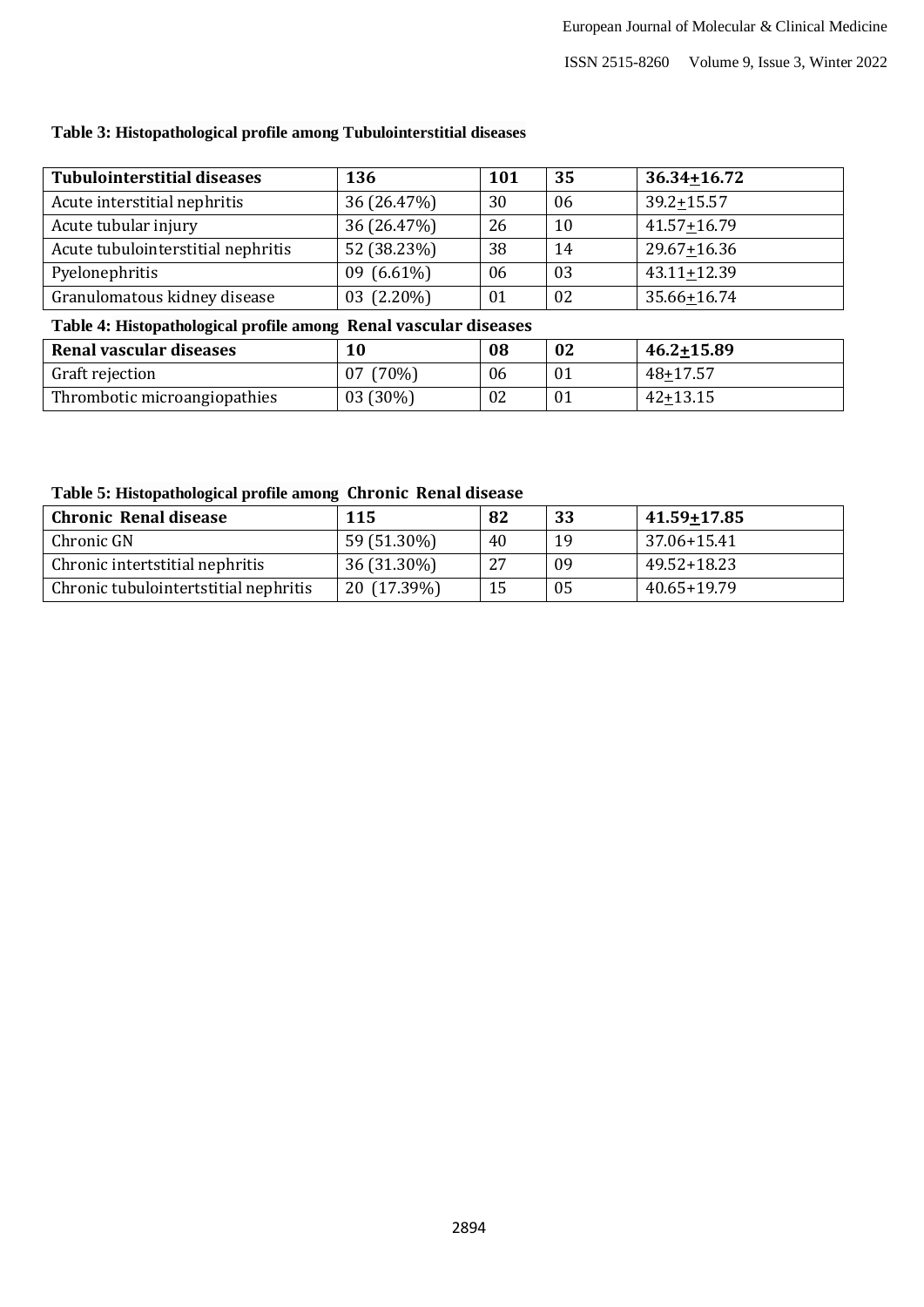**Table 3: Histopathological profile among Tubulointerstitial diseases**

| Tubulointerstitial diseases | 136 | 101 | 35 | 36.34±16.72 |
|---|---|---|---|---|
| Acute interstitial nephritis | 36 (26.47%) | 30 | 06 | 39.2±15.57 |
| Acute tubular injury | 36 (26.47%) | 26 | 10 | 41.57±16.79 |
| Acute tubulointerstitial nephritis | 52 (38.23%) | 38 | 14 | 29.67±16.36 |
| Pyelonephritis | 09 (6.61%) | 06 | 03 | 43.11±12.39 |
| Granulomatous kidney disease | 03 (2.20%) | 01 | 02 | 35.66±16.74 |

**Table 4: Histopathological profile among Renal vascular diseases**

| Renal vascular diseases | 10 | 08 | 02 | 46.2±15.89 |
|---|---|---|---|---|
| Graft rejection | 07 (70%) | 06 | 01 | 48±17.57 |
| Thrombotic microangiopathies | 03 (30%) | 02 | 01 | 42±13.15 |

**Table 5: Histopathological profile among Chronic Renal disease**

| Chronic Renal disease | 115 | 82 | 33 | 41.59±17.85 |
|---|---|---|---|---|
| Chronic GN | 59 (51.30%) | 40 | 19 | 37.06+15.41 |
| Chronic intertstitial nephritis | 36 (31.30%) | 27 | 09 | 49.52+18.23 |
| Chronic tubulointertstitial nephritis | 20 (17.39%) | 15 | 05 | 40.65+19.79 |